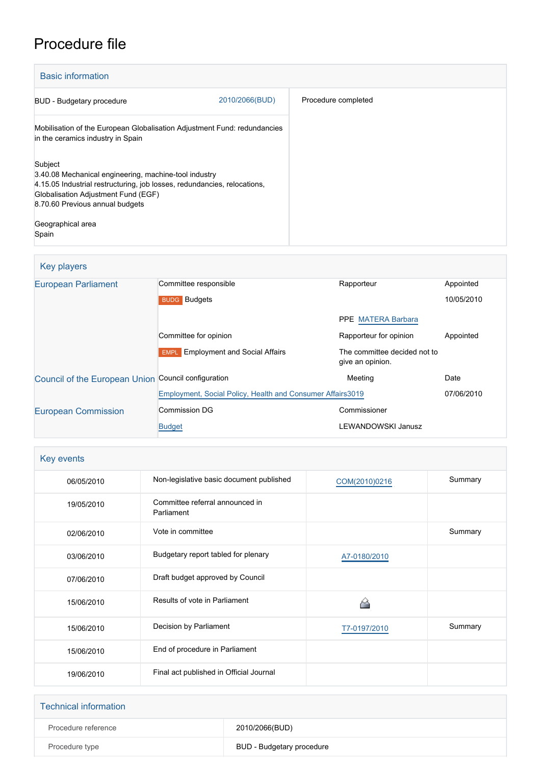# Procedure file

## Basic information

| | |
|---|---|
| BUD - Budgetary procedure 2010/2066(BUD) | Procedure completed |
| Mobilisation of the European Globalisation Adjustment Fund: redundancies in the ceramics industry in Spain | |
| Subject<br>3.40.08 Mechanical engineering, machine-tool industry<br>4.15.05 Industrial restructuring, job losses, redundancies, relocations, Globalisation Adjustment Fund (EGF)<br>8.70.60 Previous annual budgets | |
| Geographical area<br>Spain | |

## Key players

| | | | |
|---|---|---|---|
| European Parliament | Committee responsible | Rapporteur | Appointed |
| | BUDG Budgets | | 10/05/2010 |
| | | PPE MATERA Barbara | |
| | Committee for opinion | Rapporteur for opinion | Appointed |
| | EMPL Employment and Social Affairs | The committee decided not to give an opinion. | |
| Council of the European Union | Council configuration | Meeting | Date |
| | Employment, Social Policy, Health and Consumer Affairs | 3019 | 07/06/2010 |
| European Commission | Commission DG | Commissioner | |
| | Budget | LEWANDOWSKI Janusz | |

## Key events

| | | | |
|---|---|---|---|
| 06/05/2010 | Non-legislative basic document published | COM(2010)0216 | Summary |
| 19/05/2010 | Committee referral announced in Parliament | | |
| 02/06/2010 | Vote in committee | | Summary |
| 03/06/2010 | Budgetary report tabled for plenary | A7-0180/2010 | |
| 07/06/2010 | Draft budget approved by Council | | |
| 15/06/2010 | Results of vote in Parliament | | |
| 15/06/2010 | Decision by Parliament | T7-0197/2010 | Summary |
| 15/06/2010 | End of procedure in Parliament | | |
| 19/06/2010 | Final act published in Official Journal | | |

## Technical information

| | |
|---|---|
| Procedure reference | 2010/2066(BUD) |
| Procedure type | BUD - Budgetary procedure |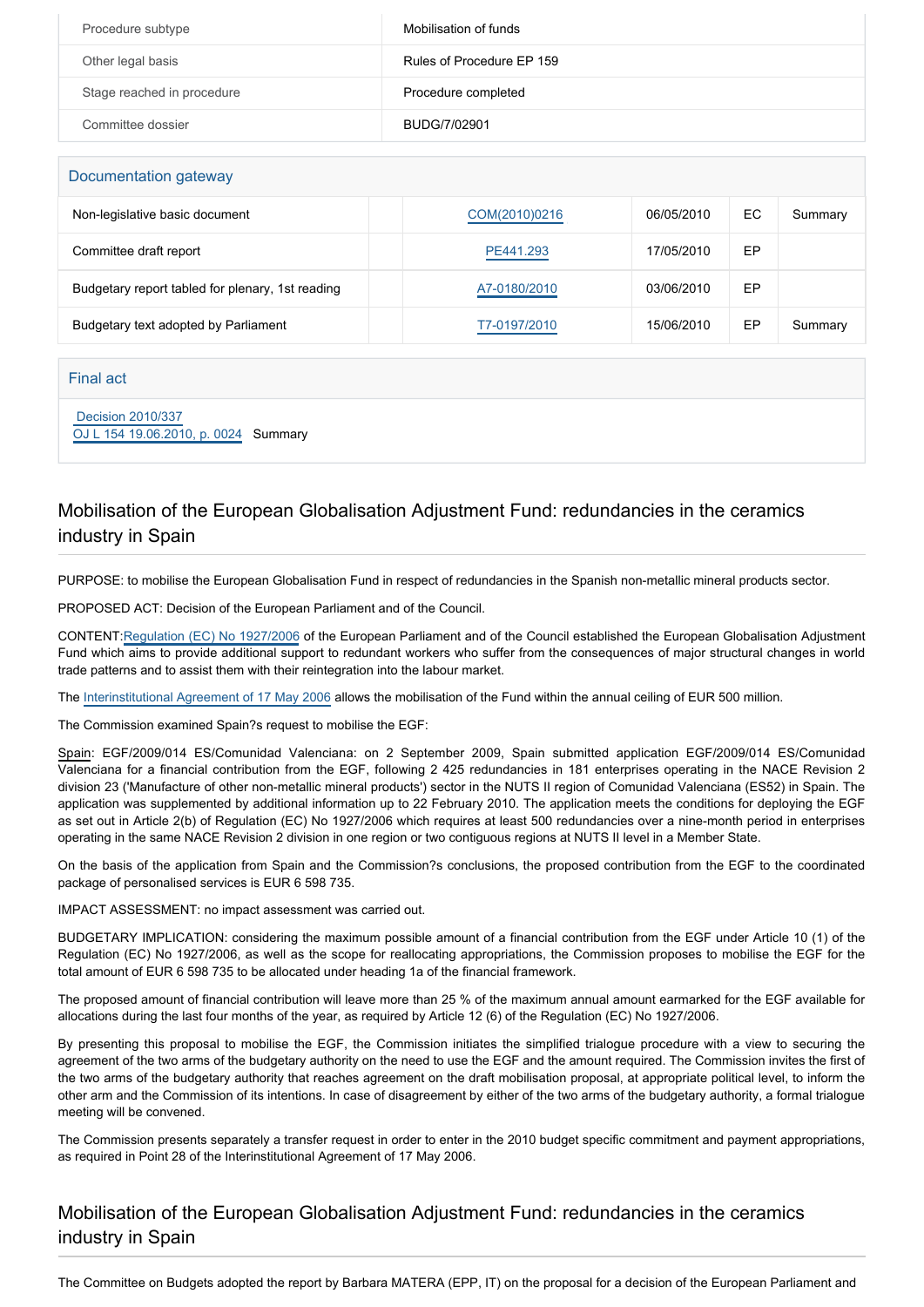| | |
|---|---|
| Procedure subtype | Mobilisation of funds |
| Other legal basis | Rules of Procedure EP 159 |
| Stage reached in procedure | Procedure completed |
| Committee dossier | BUDG/7/02901 |

## Documentation gateway

| | | | | | |
|---|---|---|---|---|---|
| Non-legislative basic document | | COM(2010)0216 | 06/05/2010 | EC | Summary |
| Committee draft report | | PE441.293 | 17/05/2010 | EP | |
| Budgetary report tabled for plenary, 1st reading | | A7-0180/2010 | 03/06/2010 | EP | |
| Budgetary text adopted by Parliament | | T7-0197/2010 | 15/06/2010 | EP | Summary |

## Final act

Decision 2010/337
OJ L 154 19.06.2010, p. 0024 Summary

## Mobilisation of the European Globalisation Adjustment Fund: redundancies in the ceramics industry in Spain

PURPOSE: to mobilise the European Globalisation Fund in respect of redundancies in the Spanish non-metallic mineral products sector.

PROPOSED ACT: Decision of the European Parliament and of the Council.

CONTENT:Regulation (EC) No 1927/2006 of the European Parliament and of the Council established the European Globalisation Adjustment Fund which aims to provide additional support to redundant workers who suffer from the consequences of major structural changes in world trade patterns and to assist them with their reintegration into the labour market.

The Interinstitutional Agreement of 17 May 2006 allows the mobilisation of the Fund within the annual ceiling of EUR 500 million.

The Commission examined Spain?s request to mobilise the EGF:

Spain: EGF/2009/014 ES/Comunidad Valenciana: on 2 September 2009, Spain submitted application EGF/2009/014 ES/Comunidad Valenciana for a financial contribution from the EGF, following 2 425 redundancies in 181 enterprises operating in the NACE Revision 2 division 23 ('Manufacture of other non-metallic mineral products') sector in the NUTS II region of Comunidad Valenciana (ES52) in Spain. The application was supplemented by additional information up to 22 February 2010. The application meets the conditions for deploying the EGF as set out in Article 2(b) of Regulation (EC) No 1927/2006 which requires at least 500 redundancies over a nine-month period in enterprises operating in the same NACE Revision 2 division in one region or two contiguous regions at NUTS II level in a Member State.

On the basis of the application from Spain and the Commission?s conclusions, the proposed contribution from the EGF to the coordinated package of personalised services is EUR 6 598 735.

IMPACT ASSESSMENT: no impact assessment was carried out.

BUDGETARY IMPLICATION: considering the maximum possible amount of a financial contribution from the EGF under Article 10 (1) of the Regulation (EC) No 1927/2006, as well as the scope for reallocating appropriations, the Commission proposes to mobilise the EGF for the total amount of EUR 6 598 735 to be allocated under heading 1a of the financial framework.

The proposed amount of financial contribution will leave more than 25 % of the maximum annual amount earmarked for the EGF available for allocations during the last four months of the year, as required by Article 12 (6) of the Regulation (EC) No 1927/2006.

By presenting this proposal to mobilise the EGF, the Commission initiates the simplified trialogue procedure with a view to securing the agreement of the two arms of the budgetary authority on the need to use the EGF and the amount required. The Commission invites the first of the two arms of the budgetary authority that reaches agreement on the draft mobilisation proposal, at appropriate political level, to inform the other arm and the Commission of its intentions. In case of disagreement by either of the two arms of the budgetary authority, a formal trialogue meeting will be convened.

The Commission presents separately a transfer request in order to enter in the 2010 budget specific commitment and payment appropriations, as required in Point 28 of the Interinstitutional Agreement of 17 May 2006.

## Mobilisation of the European Globalisation Adjustment Fund: redundancies in the ceramics industry in Spain

The Committee on Budgets adopted the report by Barbara MATERA (EPP, IT) on the proposal for a decision of the European Parliament and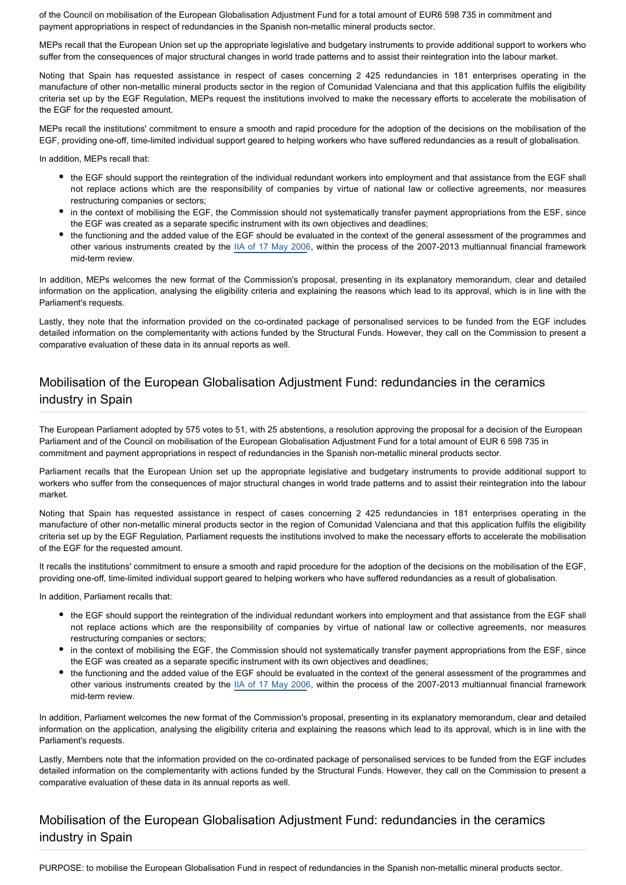of the Council on mobilisation of the European Globalisation Adjustment Fund for a total amount of EUR6 598 735 in commitment and payment appropriations in respect of redundancies in the Spanish non-metallic mineral products sector.

MEPs recall that the European Union set up the appropriate legislative and budgetary instruments to provide additional support to workers who suffer from the consequences of major structural changes in world trade patterns and to assist their reintegration into the labour market.

Noting that Spain has requested assistance in respect of cases concerning 2 425 redundancies in 181 enterprises operating in the manufacture of other non-metallic mineral products sector in the region of Comunidad Valenciana and that this application fulfils the eligibility criteria set up by the EGF Regulation, MEPs request the institutions involved to make the necessary efforts to accelerate the mobilisation of the EGF for the requested amount.

MEPs recall the institutions' commitment to ensure a smooth and rapid procedure for the adoption of the decisions on the mobilisation of the EGF, providing one-off, time-limited individual support geared to helping workers who have suffered redundancies as a result of globalisation.

In addition, MEPs recall that:

- the EGF should support the reintegration of the individual redundant workers into employment and that assistance from the EGF shall not replace actions which are the responsibility of companies by virtue of national law or collective agreements, nor measures restructuring companies or sectors;
- in the context of mobilising the EGF, the Commission should not systematically transfer payment appropriations from the ESF, since the EGF was created as a separate specific instrument with its own objectives and deadlines;
- the functioning and the added value of the EGF should be evaluated in the context of the general assessment of the programmes and other various instruments created by the IIA of 17 May 2006, within the process of the 2007-2013 multiannual financial framework mid-term review.

In addition, MEPs welcomes the new format of the Commission's proposal, presenting in its explanatory memorandum, clear and detailed information on the application, analysing the eligibility criteria and explaining the reasons which lead to its approval, which is in line with the Parliament's requests.

Lastly, they note that the information provided on the co-ordinated package of personalised services to be funded from the EGF includes detailed information on the complementarity with actions funded by the Structural Funds. However, they call on the Commission to present a comparative evaluation of these data in its annual reports as well.

## Mobilisation of the European Globalisation Adjustment Fund: redundancies in the ceramics industry in Spain

The European Parliament adopted by 575 votes to 51, with 25 abstentions, a resolution approving the proposal for a decision of the European Parliament and of the Council on mobilisation of the European Globalisation Adjustment Fund for a total amount of EUR 6 598 735 in commitment and payment appropriations in respect of redundancies in the Spanish non-metallic mineral products sector.

Parliament recalls that the European Union set up the appropriate legislative and budgetary instruments to provide additional support to workers who suffer from the consequences of major structural changes in world trade patterns and to assist their reintegration into the labour market.

Noting that Spain has requested assistance in respect of cases concerning 2 425 redundancies in 181 enterprises operating in the manufacture of other non-metallic mineral products sector in the region of Comunidad Valenciana and that this application fulfils the eligibility criteria set up by the EGF Regulation, Parliament requests the institutions involved to make the necessary efforts to accelerate the mobilisation of the EGF for the requested amount.

It recalls the institutions' commitment to ensure a smooth and rapid procedure for the adoption of the decisions on the mobilisation of the EGF, providing one-off, time-limited individual support geared to helping workers who have suffered redundancies as a result of globalisation.

In addition, Parliament recalls that:

- the EGF should support the reintegration of the individual redundant workers into employment and that assistance from the EGF shall not replace actions which are the responsibility of companies by virtue of national law or collective agreements, nor measures restructuring companies or sectors;
- in the context of mobilising the EGF, the Commission should not systematically transfer payment appropriations from the ESF, since the EGF was created as a separate specific instrument with its own objectives and deadlines;
- the functioning and the added value of the EGF should be evaluated in the context of the general assessment of the programmes and other various instruments created by the IIA of 17 May 2006, within the process of the 2007-2013 multiannual financial framework mid-term review.

In addition, Parliament welcomes the new format of the Commission's proposal, presenting in its explanatory memorandum, clear and detailed information on the application, analysing the eligibility criteria and explaining the reasons which lead to its approval, which is in line with the Parliament's requests.

Lastly, Members note that the information provided on the co-ordinated package of personalised services to be funded from the EGF includes detailed information on the complementarity with actions funded by the Structural Funds. However, they call on the Commission to present a comparative evaluation of these data in its annual reports as well.

## Mobilisation of the European Globalisation Adjustment Fund: redundancies in the ceramics industry in Spain

PURPOSE: to mobilise the European Globalisation Fund in respect of redundancies in the Spanish non-metallic mineral products sector.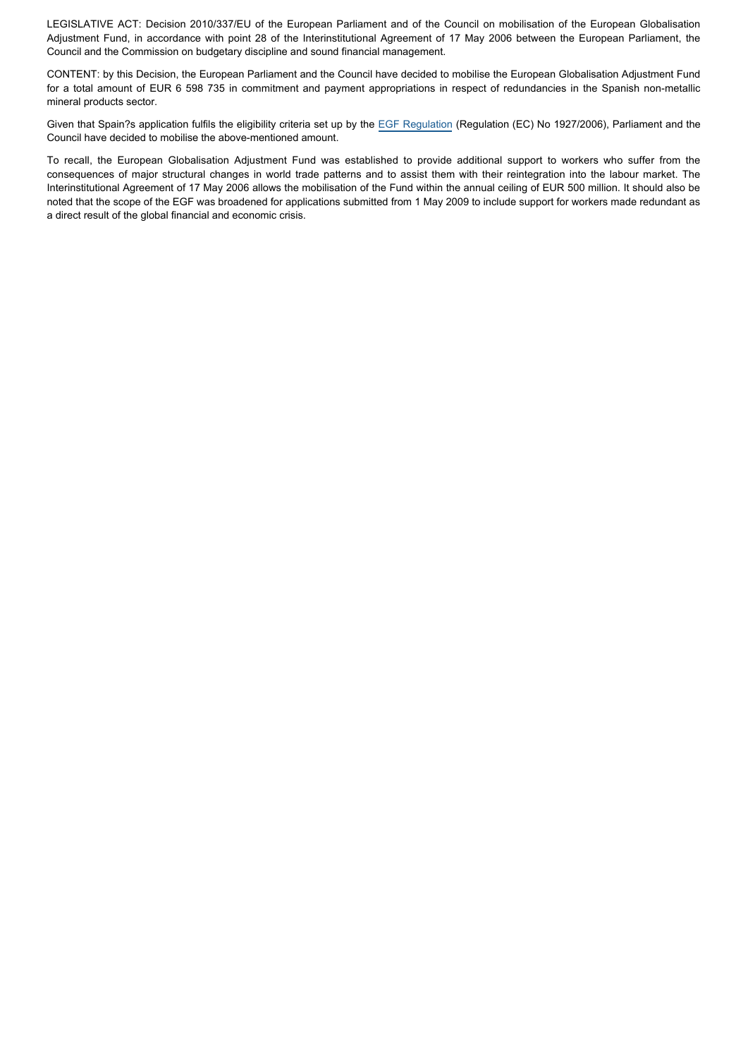LEGISLATIVE ACT: Decision 2010/337/EU of the European Parliament and of the Council on mobilisation of the European Globalisation Adjustment Fund, in accordance with point 28 of the Interinstitutional Agreement of 17 May 2006 between the European Parliament, the Council and the Commission on budgetary discipline and sound financial management.

CONTENT: by this Decision, the European Parliament and the Council have decided to mobilise the European Globalisation Adjustment Fund for a total amount of EUR 6 598 735 in commitment and payment appropriations in respect of redundancies in the Spanish non-metallic mineral products sector.

Given that Spain?s application fulfils the eligibility criteria set up by the EGF Regulation (Regulation (EC) No 1927/2006), Parliament and the Council have decided to mobilise the above-mentioned amount.

To recall, the European Globalisation Adjustment Fund was established to provide additional support to workers who suffer from the consequences of major structural changes in world trade patterns and to assist them with their reintegration into the labour market. The Interinstitutional Agreement of 17 May 2006 allows the mobilisation of the Fund within the annual ceiling of EUR 500 million. It should also be noted that the scope of the EGF was broadened for applications submitted from 1 May 2009 to include support for workers made redundant as a direct result of the global financial and economic crisis.